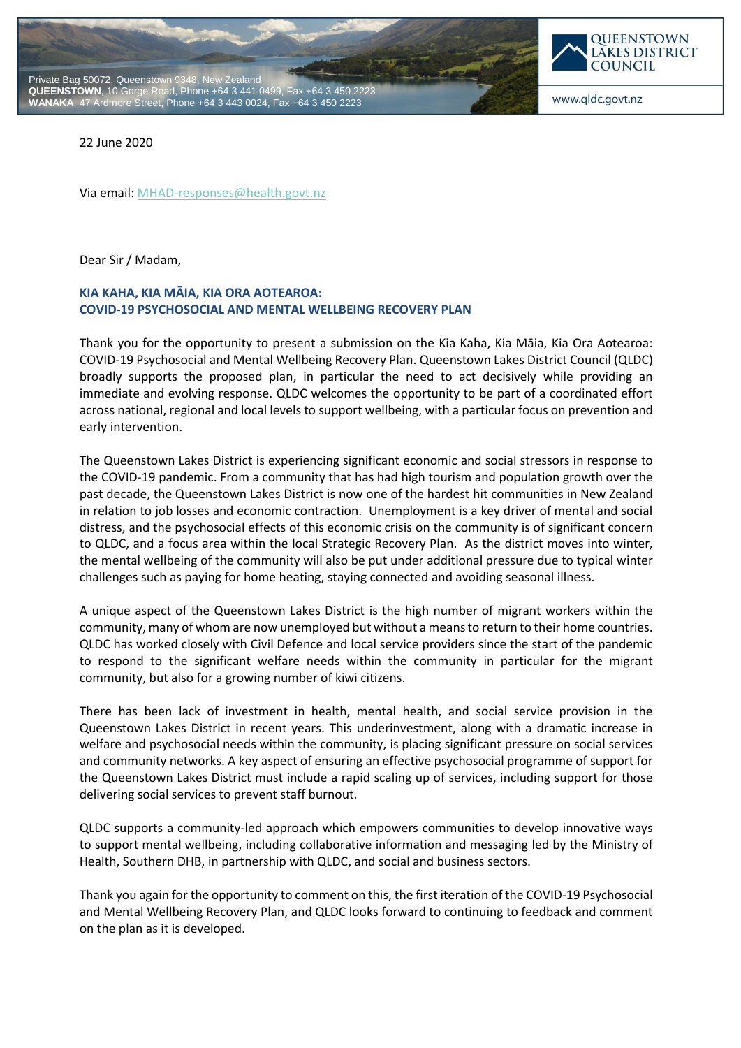Private Bag 50072, Queenstown 9348, New Zealand
**QUEENSTOWN**, 10 Gorge Road, Phone +64 3 441 0499, Fax +64 3 450 2223
**WANAKA**, 47 Ardmore Street, Phone +64 3 443 0024, Fax +64 3 450 2223

QUEENSTOWN LAKES DISTRICT COUNCIL

www.qldc.govt.nz

22 June 2020

Via email: MHAD-responses@health.govt.nz

Dear Sir / Madam,

**KIA KAHA, KIA MĀIA, KIA ORA AOTEAROA:**
**COVID-19 PSYCHOSOCIAL AND MENTAL WELLBEING RECOVERY PLAN**

Thank you for the opportunity to present a submission on the Kia Kaha, Kia Māia, Kia Ora Aotearoa: COVID-19 Psychosocial and Mental Wellbeing Recovery Plan. Queenstown Lakes District Council (QLDC) broadly supports the proposed plan, in particular the need to act decisively while providing an immediate and evolving response. QLDC welcomes the opportunity to be part of a coordinated effort across national, regional and local levels to support wellbeing, with a particular focus on prevention and early intervention.

The Queenstown Lakes District is experiencing significant economic and social stressors in response to the COVID-19 pandemic. From a community that has had high tourism and population growth over the past decade, the Queenstown Lakes District is now one of the hardest hit communities in New Zealand in relation to job losses and economic contraction. Unemployment is a key driver of mental and social distress, and the psychosocial effects of this economic crisis on the community is of significant concern to QLDC, and a focus area within the local Strategic Recovery Plan. As the district moves into winter, the mental wellbeing of the community will also be put under additional pressure due to typical winter challenges such as paying for home heating, staying connected and avoiding seasonal illness.

A unique aspect of the Queenstown Lakes District is the high number of migrant workers within the community, many of whom are now unemployed but without a means to return to their home countries. QLDC has worked closely with Civil Defence and local service providers since the start of the pandemic to respond to the significant welfare needs within the community in particular for the migrant community, but also for a growing number of kiwi citizens.

There has been lack of investment in health, mental health, and social service provision in the Queenstown Lakes District in recent years. This underinvestment, along with a dramatic increase in welfare and psychosocial needs within the community, is placing significant pressure on social services and community networks. A key aspect of ensuring an effective psychosocial programme of support for the Queenstown Lakes District must include a rapid scaling up of services, including support for those delivering social services to prevent staff burnout.

QLDC supports a community-led approach which empowers communities to develop innovative ways to support mental wellbeing, including collaborative information and messaging led by the Ministry of Health, Southern DHB, in partnership with QLDC, and social and business sectors.

Thank you again for the opportunity to comment on this, the first iteration of the COVID-19 Psychosocial and Mental Wellbeing Recovery Plan, and QLDC looks forward to continuing to feedback and comment on the plan as it is developed.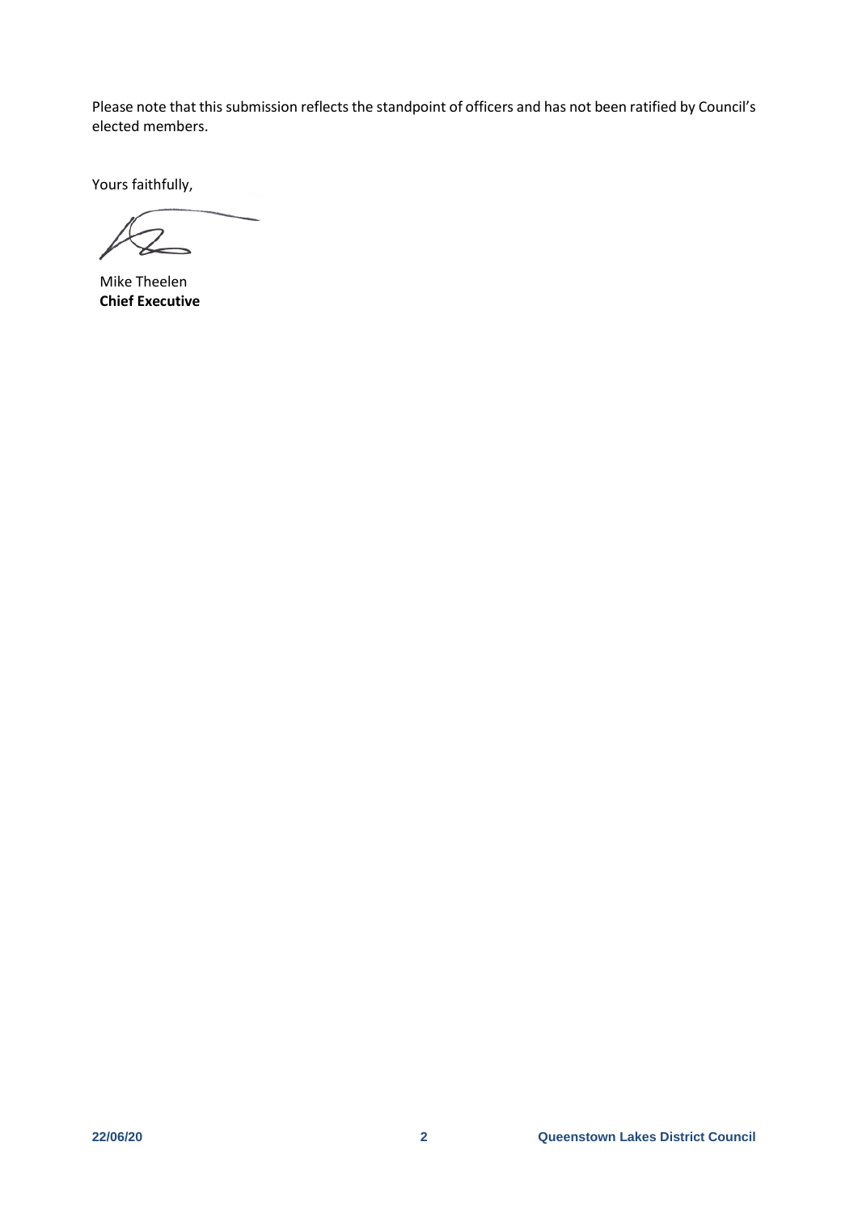Please note that this submission reflects the standpoint of officers and has not been ratified by Council's elected members.

Yours faithfully,

Mike Theelen
**Chief Executive**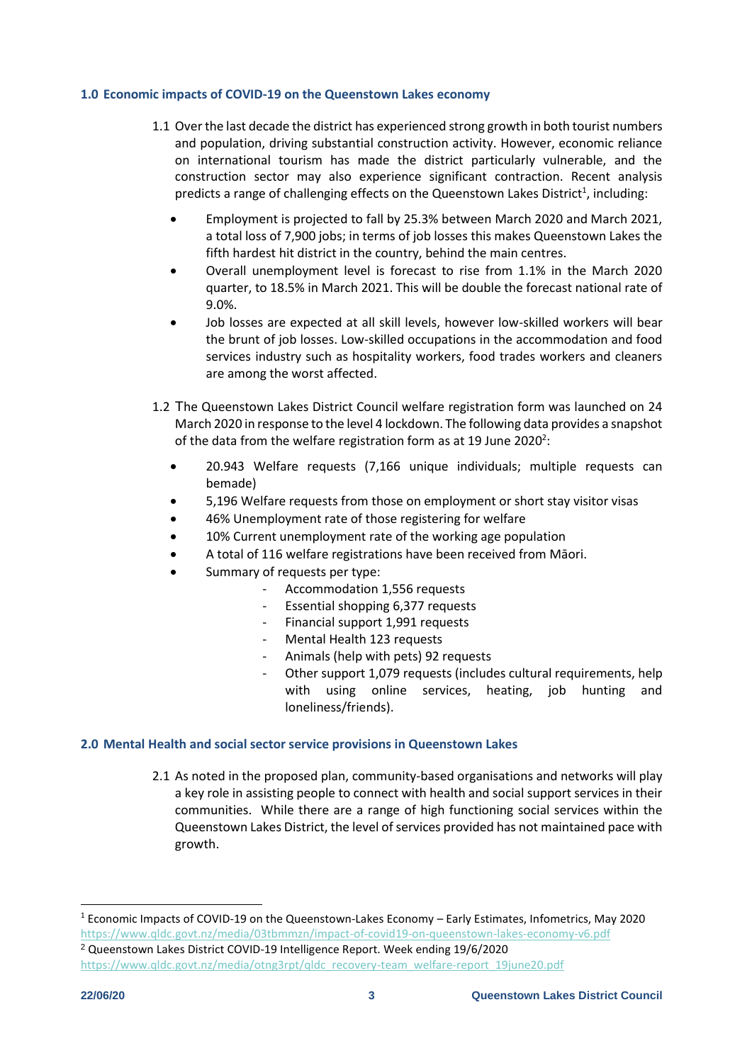## 1.0 Economic impacts of COVID-19 on the Queenstown Lakes economy

1.1 Over the last decade the district has experienced strong growth in both tourist numbers and population, driving substantial construction activity. However, economic reliance on international tourism has made the district particularly vulnerable, and the construction sector may also experience significant contraction. Recent analysis predicts a range of challenging effects on the Queenstown Lakes District[1], including:

- Employment is projected to fall by 25.3% between March 2020 and March 2021, a total loss of 7,900 jobs; in terms of job losses this makes Queenstown Lakes the fifth hardest hit district in the country, behind the main centres.
- Overall unemployment level is forecast to rise from 1.1% in the March 2020 quarter, to 18.5% in March 2021. This will be double the forecast national rate of 9.0%.
- Job losses are expected at all skill levels, however low-skilled workers will bear the brunt of job losses. Low-skilled occupations in the accommodation and food services industry such as hospitality workers, food trades workers and cleaners are among the worst affected.

1.2 The Queenstown Lakes District Council welfare registration form was launched on 24 March 2020 in response to the level 4 lockdown. The following data provides a snapshot of the data from the welfare registration form as at 19 June 2020[2]:

- 20.943 Welfare requests (7,166 unique individuals; multiple requests can bemade)
- 5,196 Welfare requests from those on employment or short stay visitor visas
- 46% Unemployment rate of those registering for welfare
- 10% Current unemployment rate of the working age population
- A total of 116 welfare registrations have been received from Māori.
- Summary of requests per type:
  - Accommodation 1,556 requests
  - Essential shopping 6,377 requests
  - Financial support 1,991 requests
  - Mental Health 123 requests
  - Animals (help with pets) 92 requests
  - Other support 1,079 requests (includes cultural requirements, help with using online services, heating, job hunting and loneliness/friends).

## 2.0 Mental Health and social sector service provisions in Queenstown Lakes

2.1 As noted in the proposed plan, community-based organisations and networks will play a key role in assisting people to connect with health and social support services in their communities. While there are a range of high functioning social services within the Queenstown Lakes District, the level of services provided has not maintained pace with growth.

---

[1] Economic Impacts of COVID-19 on the Queenstown-Lakes Economy – Early Estimates, Infometrics, May 2020 https://www.qldc.govt.nz/media/03tbmmzn/impact-of-covid19-on-queenstown-lakes-economy-v6.pdf

[2] Queenstown Lakes District COVID-19 Intelligence Report. Week ending 19/6/2020 https://www.qldc.govt.nz/media/otng3rpt/qldc_recovery-team_welfare-report_19june20.pdf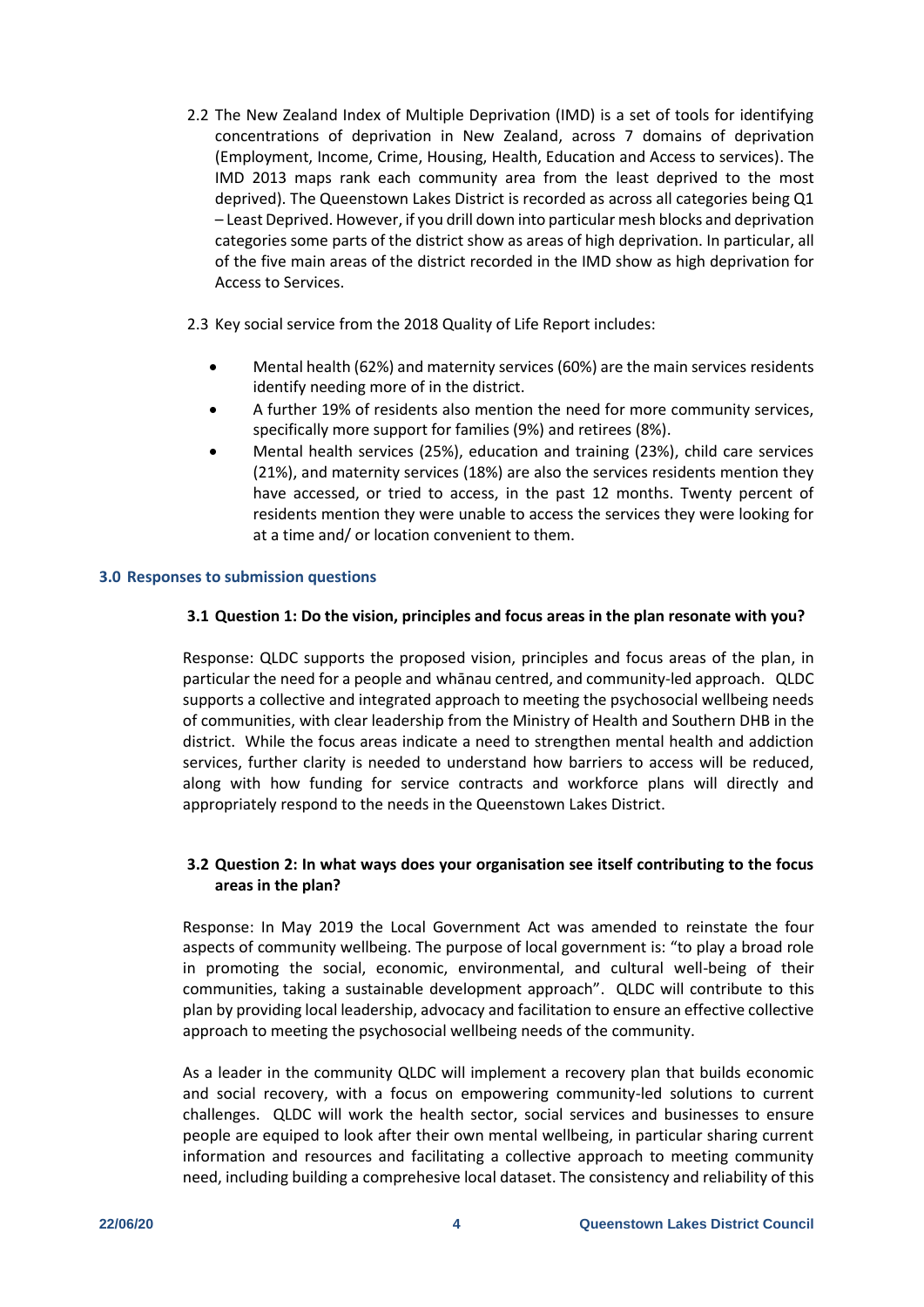2.2 The New Zealand Index of Multiple Deprivation (IMD) is a set of tools for identifying concentrations of deprivation in New Zealand, across 7 domains of deprivation (Employment, Income, Crime, Housing, Health, Education and Access to services). The IMD 2013 maps rank each community area from the least deprived to the most deprived). The Queenstown Lakes District is recorded as across all categories being Q1 – Least Deprived. However, if you drill down into particular mesh blocks and deprivation categories some parts of the district show as areas of high deprivation. In particular, all of the five main areas of the district recorded in the IMD show as high deprivation for Access to Services.

2.3 Key social service from the 2018 Quality of Life Report includes:

- Mental health (62%) and maternity services (60%) are the main services residents identify needing more of in the district.
- A further 19% of residents also mention the need for more community services, specifically more support for families (9%) and retirees (8%).
- Mental health services (25%), education and training (23%), child care services (21%), and maternity services (18%) are also the services residents mention they have accessed, or tried to access, in the past 12 months. Twenty percent of residents mention they were unable to access the services they were looking for at a time and/ or location convenient to them.

## 3.0 Responses to submission questions

### 3.1 Question 1: Do the vision, principles and focus areas in the plan resonate with you?

Response: QLDC supports the proposed vision, principles and focus areas of the plan, in particular the need for a people and whānau centred, and community-led approach. QLDC supports a collective and integrated approach to meeting the psychosocial wellbeing needs of communities, with clear leadership from the Ministry of Health and Southern DHB in the district. While the focus areas indicate a need to strengthen mental health and addiction services, further clarity is needed to understand how barriers to access will be reduced, along with how funding for service contracts and workforce plans will directly and appropriately respond to the needs in the Queenstown Lakes District.

### 3.2 Question 2: In what ways does your organisation see itself contributing to the focus areas in the plan?

Response: In May 2019 the Local Government Act was amended to reinstate the four aspects of community wellbeing. The purpose of local government is: "to play a broad role in promoting the social, economic, environmental, and cultural well-being of their communities, taking a sustainable development approach". QLDC will contribute to this plan by providing local leadership, advocacy and facilitation to ensure an effective collective approach to meeting the psychosocial wellbeing needs of the community.

As a leader in the community QLDC will implement a recovery plan that builds economic and social recovery, with a focus on empowering community-led solutions to current challenges. QLDC will work the health sector, social services and businesses to ensure people are equiped to look after their own mental wellbeing, in particular sharing current information and resources and facilitating a collective approach to meeting community need, including building a comprehesive local dataset. The consistency and reliability of this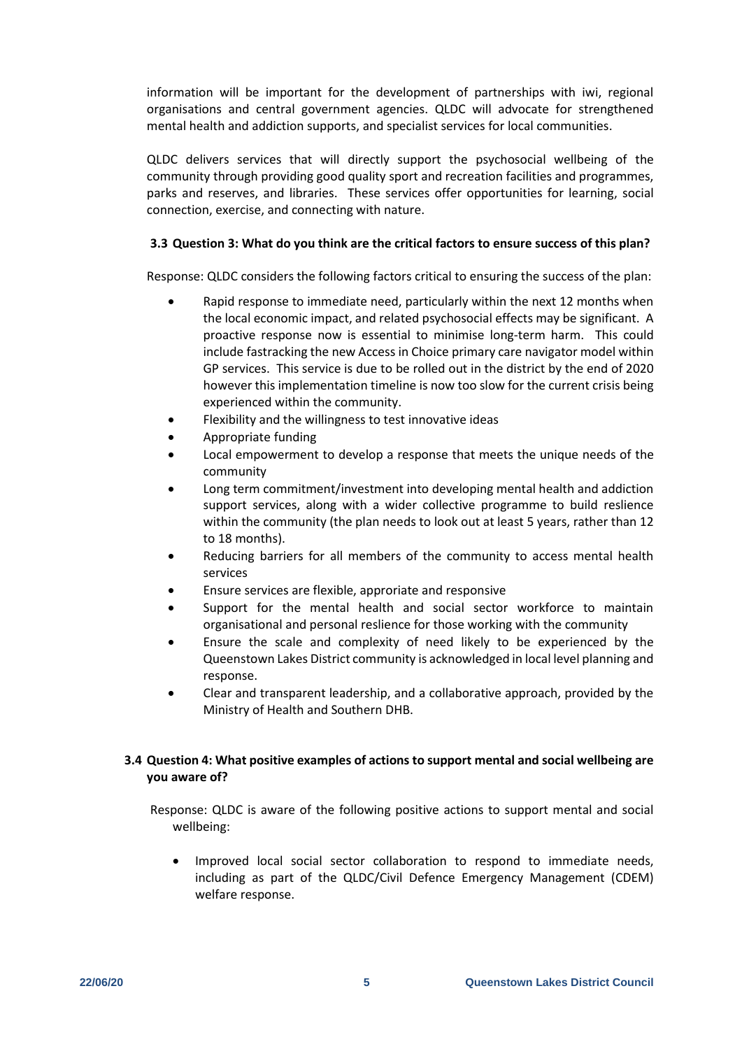information will be important for the development of partnerships with iwi, regional organisations and central government agencies. QLDC will advocate for strengthened mental health and addiction supports, and specialist services for local communities.

QLDC delivers services that will directly support the psychosocial wellbeing of the community through providing good quality sport and recreation facilities and programmes, parks and reserves, and libraries. These services offer opportunities for learning, social connection, exercise, and connecting with nature.

### 3.3 Question 3: What do you think are the critical factors to ensure success of this plan?

Response: QLDC considers the following factors critical to ensuring the success of the plan:

- Rapid response to immediate need, particularly within the next 12 months when the local economic impact, and related psychosocial effects may be significant. A proactive response now is essential to minimise long-term harm. This could include fastracking the new Access in Choice primary care navigator model within GP services. This service is due to be rolled out in the district by the end of 2020 however this implementation timeline is now too slow for the current crisis being experienced within the community.
- Flexibility and the willingness to test innovative ideas
- Appropriate funding
- Local empowerment to develop a response that meets the unique needs of the community
- Long term commitment/investment into developing mental health and addiction support services, along with a wider collective programme to build reslience within the community (the plan needs to look out at least 5 years, rather than 12 to 18 months).
- Reducing barriers for all members of the community to access mental health services
- Ensure services are flexible, approriate and responsive
- Support for the mental health and social sector workforce to maintain organisational and personal reslience for those working with the community
- Ensure the scale and complexity of need likely to be experienced by the Queenstown Lakes District community is acknowledged in local level planning and response.
- Clear and transparent leadership, and a collaborative approach, provided by the Ministry of Health and Southern DHB.

### 3.4 Question 4: What positive examples of actions to support mental and social wellbeing are you aware of?

Response: QLDC is aware of the following positive actions to support mental and social wellbeing:

- Improved local social sector collaboration to respond to immediate needs, including as part of the QLDC/Civil Defence Emergency Management (CDEM) welfare response.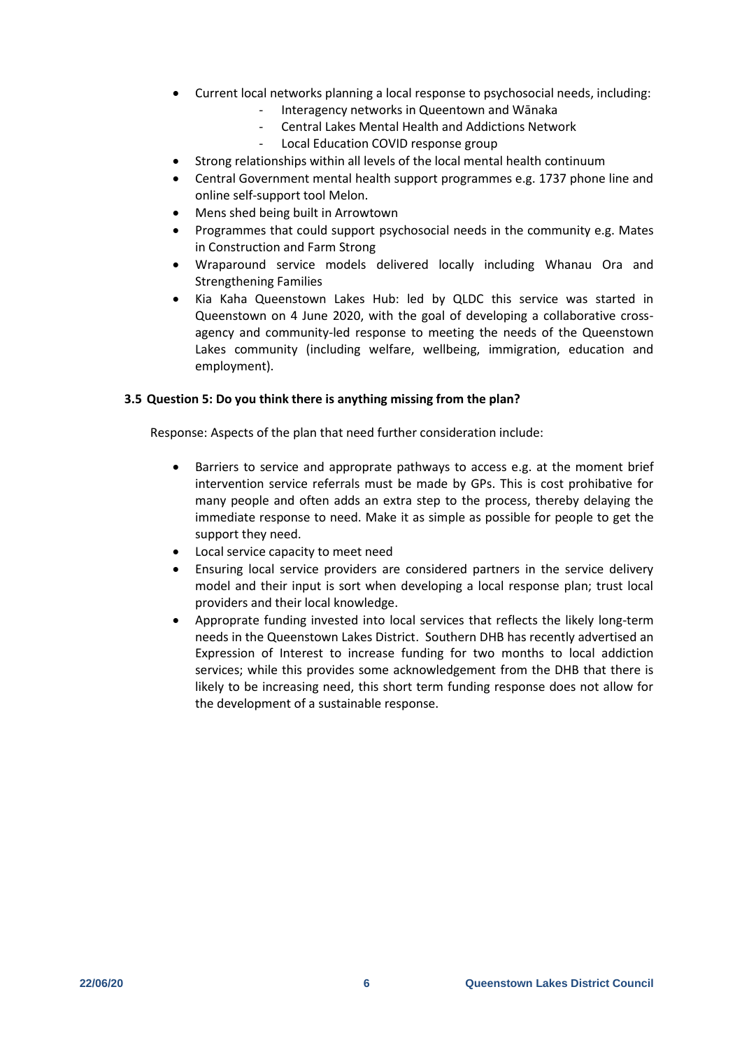- Current local networks planning a local response to psychosocial needs, including:
  - Interagency networks in Queentown and Wānaka
  - Central Lakes Mental Health and Addictions Network
  - Local Education COVID response group
- Strong relationships within all levels of the local mental health continuum
- Central Government mental health support programmes e.g. 1737 phone line and online self-support tool Melon.
- Mens shed being built in Arrowtown
- Programmes that could support psychosocial needs in the community e.g. Mates in Construction and Farm Strong
- Wraparound service models delivered locally including Whanau Ora and Strengthening Families
- Kia Kaha Queenstown Lakes Hub: led by QLDC this service was started in Queenstown on 4 June 2020, with the goal of developing a collaborative cross-agency and community-led response to meeting the needs of the Queenstown Lakes community (including welfare, wellbeing, immigration, education and employment).

### 3.5 Question 5: Do you think there is anything missing from the plan?

Response: Aspects of the plan that need further consideration include:

- Barriers to service and approprate pathways to access e.g. at the moment brief intervention service referrals must be made by GPs. This is cost prohibative for many people and often adds an extra step to the process, thereby delaying the immediate response to need. Make it as simple as possible for people to get the support they need.
- Local service capacity to meet need
- Ensuring local service providers are considered partners in the service delivery model and their input is sort when developing a local response plan; trust local providers and their local knowledge.
- Approprate funding invested into local services that reflects the likely long-term needs in the Queenstown Lakes District. Southern DHB has recently advertised an Expression of Interest to increase funding for two months to local addiction services; while this provides some acknowledgement from the DHB that there is likely to be increasing need, this short term funding response does not allow for the development of a sustainable response.